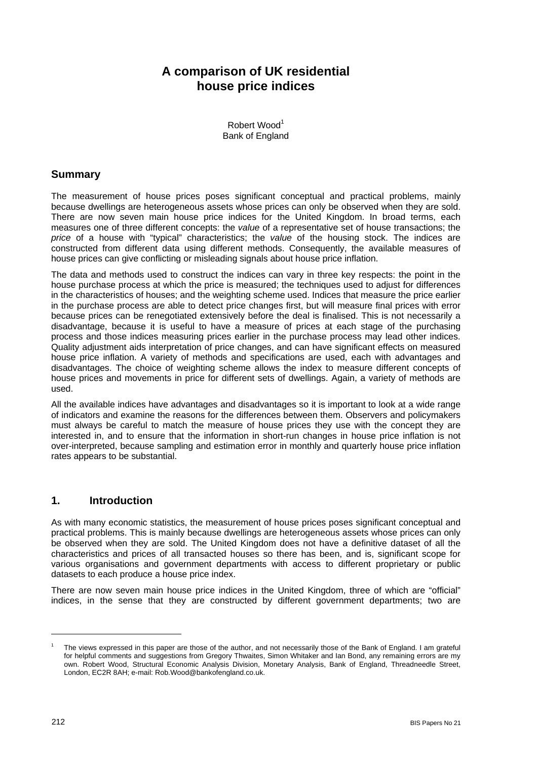# A comparison of UK residential house price indices

Robert Wood[1]
Bank of England

## Summary

The measurement of house prices poses significant conceptual and practical problems, mainly because dwellings are heterogeneous assets whose prices can only be observed when they are sold. There are now seven main house price indices for the United Kingdom. In broad terms, each measures one of three different concepts: the *value* of a representative set of house transactions; the *price* of a house with "typical" characteristics; the *value* of the housing stock. The indices are constructed from different data using different methods. Consequently, the available measures of house prices can give conflicting or misleading signals about house price inflation.

The data and methods used to construct the indices can vary in three key respects: the point in the house purchase process at which the price is measured; the techniques used to adjust for differences in the characteristics of houses; and the weighting scheme used. Indices that measure the price earlier in the purchase process are able to detect price changes first, but will measure final prices with error because prices can be renegotiated extensively before the deal is finalised. This is not necessarily a disadvantage, because it is useful to have a measure of prices at each stage of the purchasing process and those indices measuring prices earlier in the purchase process may lead other indices. Quality adjustment aids interpretation of price changes, and can have significant effects on measured house price inflation. A variety of methods and specifications are used, each with advantages and disadvantages. The choice of weighting scheme allows the index to measure different concepts of house prices and movements in price for different sets of dwellings. Again, a variety of methods are used.

All the available indices have advantages and disadvantages so it is important to look at a wide range of indicators and examine the reasons for the differences between them. Observers and policymakers must always be careful to match the measure of house prices they use with the concept they are interested in, and to ensure that the information in short-run changes in house price inflation is not over-interpreted, because sampling and estimation error in monthly and quarterly house price inflation rates appears to be substantial.

## 1. Introduction

As with many economic statistics, the measurement of house prices poses significant conceptual and practical problems. This is mainly because dwellings are heterogeneous assets whose prices can only be observed when they are sold. The United Kingdom does not have a definitive dataset of all the characteristics and prices of all transacted houses so there has been, and is, significant scope for various organisations and government departments with access to different proprietary or public datasets to each produce a house price index.

There are now seven main house price indices in the United Kingdom, three of which are "official" indices, in the sense that they are constructed by different government departments; two are

[1] The views expressed in this paper are those of the author, and not necessarily those of the Bank of England. I am grateful for helpful comments and suggestions from Gregory Thwaites, Simon Whitaker and Ian Bond, any remaining errors are my own. Robert Wood, Structural Economic Analysis Division, Monetary Analysis, Bank of England, Threadneedle Street, London, EC2R 8AH; e-mail: Rob.Wood@bankofengland.co.uk.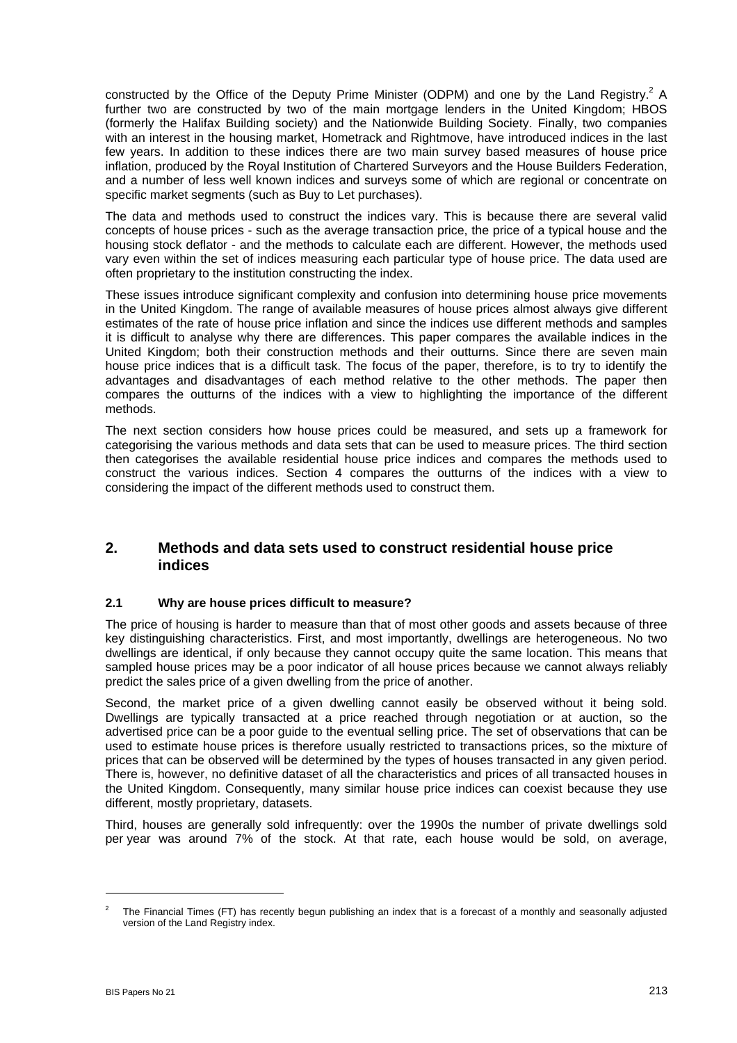constructed by the Office of the Deputy Prime Minister (ODPM) and one by the Land Registry.[2] A further two are constructed by two of the main mortgage lenders in the United Kingdom; HBOS (formerly the Halifax Building society) and the Nationwide Building Society. Finally, two companies with an interest in the housing market, Hometrack and Rightmove, have introduced indices in the last few years. In addition to these indices there are two main survey based measures of house price inflation, produced by the Royal Institution of Chartered Surveyors and the House Builders Federation, and a number of less well known indices and surveys some of which are regional or concentrate on specific market segments (such as Buy to Let purchases).

The data and methods used to construct the indices vary. This is because there are several valid concepts of house prices - such as the average transaction price, the price of a typical house and the housing stock deflator - and the methods to calculate each are different. However, the methods used vary even within the set of indices measuring each particular type of house price. The data used are often proprietary to the institution constructing the index.

These issues introduce significant complexity and confusion into determining house price movements in the United Kingdom. The range of available measures of house prices almost always give different estimates of the rate of house price inflation and since the indices use different methods and samples it is difficult to analyse why there are differences. This paper compares the available indices in the United Kingdom; both their construction methods and their outturns. Since there are seven main house price indices that is a difficult task. The focus of the paper, therefore, is to try to identify the advantages and disadvantages of each method relative to the other methods. The paper then compares the outturns of the indices with a view to highlighting the importance of the different methods.

The next section considers how house prices could be measured, and sets up a framework for categorising the various methods and data sets that can be used to measure prices. The third section then categorises the available residential house price indices and compares the methods used to construct the various indices. Section 4 compares the outturns of the indices with a view to considering the impact of the different methods used to construct them.

## 2. Methods and data sets used to construct residential house price indices

### 2.1 Why are house prices difficult to measure?

The price of housing is harder to measure than that of most other goods and assets because of three key distinguishing characteristics. First, and most importantly, dwellings are heterogeneous. No two dwellings are identical, if only because they cannot occupy quite the same location. This means that sampled house prices may be a poor indicator of all house prices because we cannot always reliably predict the sales price of a given dwelling from the price of another.

Second, the market price of a given dwelling cannot easily be observed without it being sold. Dwellings are typically transacted at a price reached through negotiation or at auction, so the advertised price can be a poor guide to the eventual selling price. The set of observations that can be used to estimate house prices is therefore usually restricted to transactions prices, so the mixture of prices that can be observed will be determined by the types of houses transacted in any given period. There is, however, no definitive dataset of all the characteristics and prices of all transacted houses in the United Kingdom. Consequently, many similar house price indices can coexist because they use different, mostly proprietary, datasets.

Third, houses are generally sold infrequently: over the 1990s the number of private dwellings sold per year was around 7% of the stock. At that rate, each house would be sold, on average,

[2] The Financial Times (FT) has recently begun publishing an index that is a forecast of a monthly and seasonally adjusted version of the Land Registry index.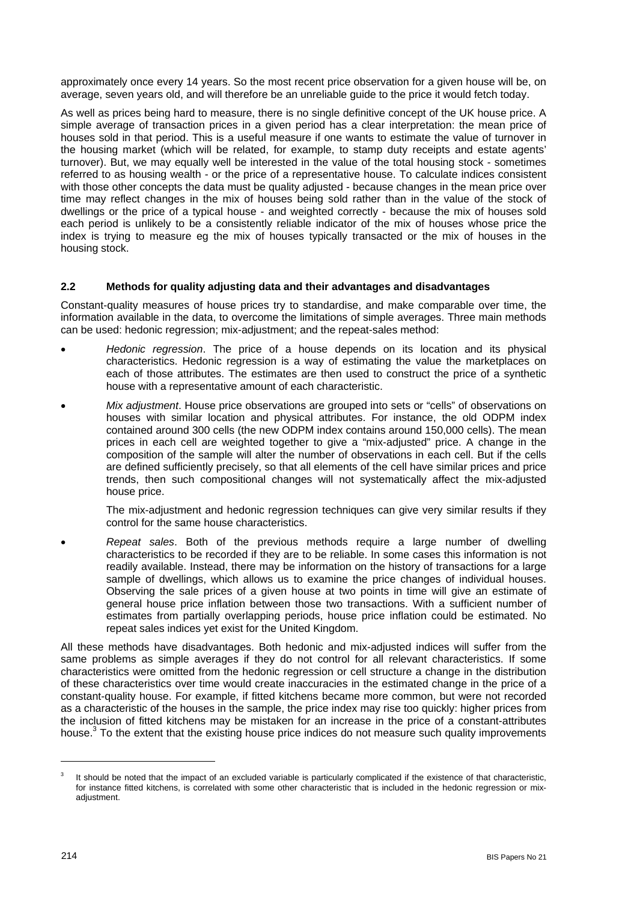approximately once every 14 years. So the most recent price observation for a given house will be, on average, seven years old, and will therefore be an unreliable guide to the price it would fetch today.

As well as prices being hard to measure, there is no single definitive concept of the UK house price. A simple average of transaction prices in a given period has a clear interpretation: the mean price of houses sold in that period. This is a useful measure if one wants to estimate the value of turnover in the housing market (which will be related, for example, to stamp duty receipts and estate agents' turnover). But, we may equally well be interested in the value of the total housing stock - sometimes referred to as housing wealth - or the price of a representative house. To calculate indices consistent with those other concepts the data must be quality adjusted - because changes in the mean price over time may reflect changes in the mix of houses being sold rather than in the value of the stock of dwellings or the price of a typical house - and weighted correctly - because the mix of houses sold each period is unlikely to be a consistently reliable indicator of the mix of houses whose price the index is trying to measure eg the mix of houses typically transacted or the mix of houses in the housing stock.

### 2.2 Methods for quality adjusting data and their advantages and disadvantages

Constant-quality measures of house prices try to standardise, and make comparable over time, the information available in the data, to overcome the limitations of simple averages. Three main methods can be used: hedonic regression; mix-adjustment; and the repeat-sales method:

- *Hedonic regression*. The price of a house depends on its location and its physical characteristics. Hedonic regression is a way of estimating the value the marketplaces on each of those attributes. The estimates are then used to construct the price of a synthetic house with a representative amount of each characteristic.
- *Mix adjustment*. House price observations are grouped into sets or "cells" of observations on houses with similar location and physical attributes. For instance, the old ODPM index contained around 300 cells (the new ODPM index contains around 150,000 cells). The mean prices in each cell are weighted together to give a "mix-adjusted" price. A change in the composition of the sample will alter the number of observations in each cell. But if the cells are defined sufficiently precisely, so that all elements of the cell have similar prices and price trends, then such compositional changes will not systematically affect the mix-adjusted house price.

  The mix-adjustment and hedonic regression techniques can give very similar results if they control for the same house characteristics.
- *Repeat sales*. Both of the previous methods require a large number of dwelling characteristics to be recorded if they are to be reliable. In some cases this information is not readily available. Instead, there may be information on the history of transactions for a large sample of dwellings, which allows us to examine the price changes of individual houses. Observing the sale prices of a given house at two points in time will give an estimate of general house price inflation between those two transactions. With a sufficient number of estimates from partially overlapping periods, house price inflation could be estimated. No repeat sales indices yet exist for the United Kingdom.

All these methods have disadvantages. Both hedonic and mix-adjusted indices will suffer from the same problems as simple averages if they do not control for all relevant characteristics. If some characteristics were omitted from the hedonic regression or cell structure a change in the distribution of these characteristics over time would create inaccuracies in the estimated change in the price of a constant-quality house. For example, if fitted kitchens became more common, but were not recorded as a characteristic of the houses in the sample, the price index may rise too quickly: higher prices from the inclusion of fitted kitchens may be mistaken for an increase in the price of a constant-attributes house.[3] To the extent that the existing house price indices do not measure such quality improvements

[3] It should be noted that the impact of an excluded variable is particularly complicated if the existence of that characteristic, for instance fitted kitchens, is correlated with some other characteristic that is included in the hedonic regression or mix-adjustment.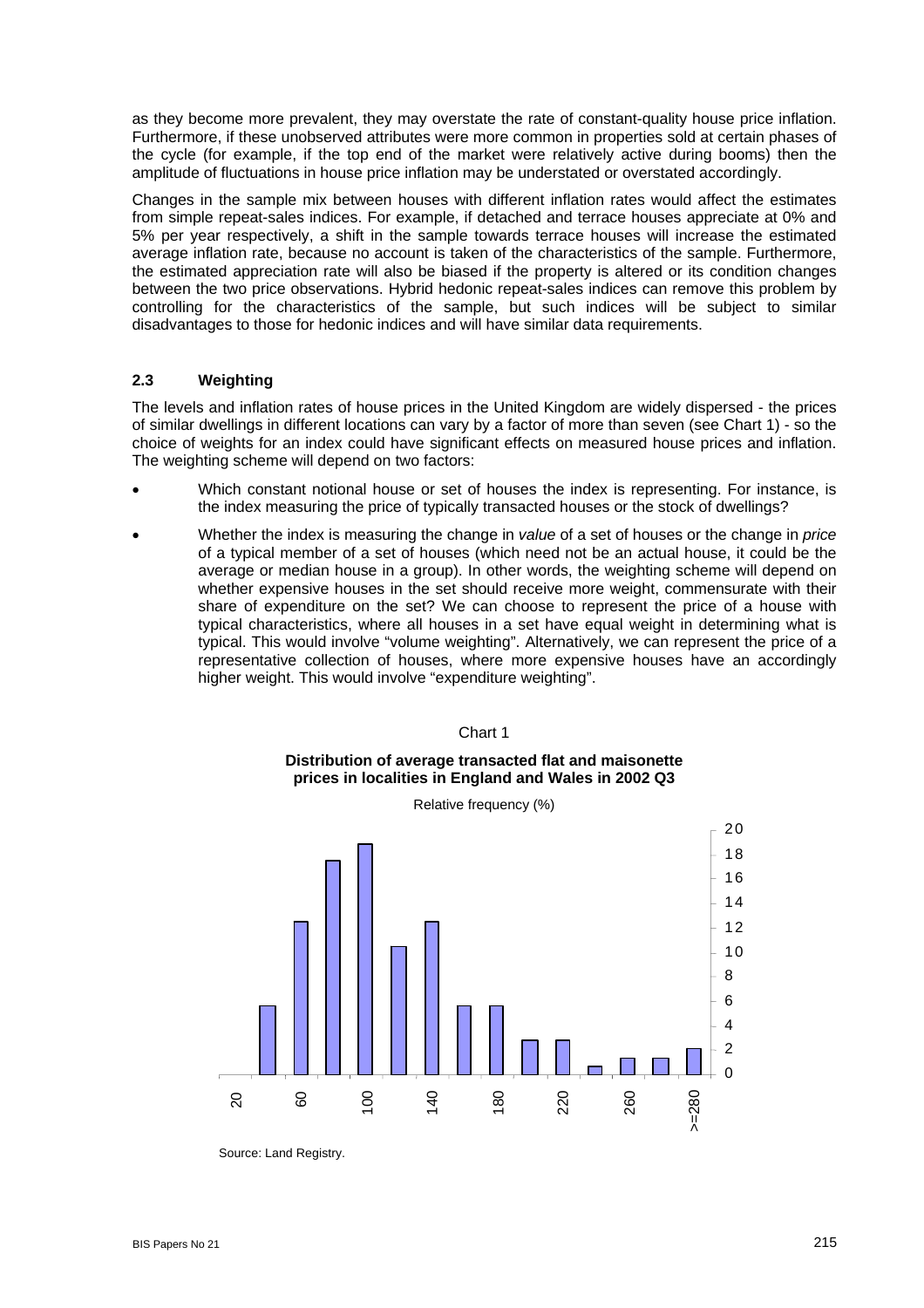as they become more prevalent, they may overstate the rate of constant-quality house price inflation. Furthermore, if these unobserved attributes were more common in properties sold at certain phases of the cycle (for example, if the top end of the market were relatively active during booms) then the amplitude of fluctuations in house price inflation may be understated or overstated accordingly.

Changes in the sample mix between houses with different inflation rates would affect the estimates from simple repeat-sales indices. For example, if detached and terrace houses appreciate at 0% and 5% per year respectively, a shift in the sample towards terrace houses will increase the estimated average inflation rate, because no account is taken of the characteristics of the sample. Furthermore, the estimated appreciation rate will also be biased if the property is altered or its condition changes between the two price observations. Hybrid hedonic repeat-sales indices can remove this problem by controlling for the characteristics of the sample, but such indices will be subject to similar disadvantages to those for hedonic indices and will have similar data requirements.

### 2.3 Weighting

The levels and inflation rates of house prices in the United Kingdom are widely dispersed - the prices of similar dwellings in different locations can vary by a factor of more than seven (see Chart 1) - so the choice of weights for an index could have significant effects on measured house prices and inflation. The weighting scheme will depend on two factors:

- Which constant notional house or set of houses the index is representing. For instance, is the index measuring the price of typically transacted houses or the stock of dwellings?
- Whether the index is measuring the change in *value* of a set of houses or the change in *price* of a typical member of a set of houses (which need not be an actual house, it could be the average or median house in a group). In other words, the weighting scheme will depend on whether expensive houses in the set should receive more weight, commensurate with their share of expenditure on the set? We can choose to represent the price of a house with typical characteristics, where all houses in a set have equal weight in determining what is typical. This would involve "volume weighting". Alternatively, we can represent the price of a representative collection of houses, where more expensive houses have an accordingly higher weight. This would involve "expenditure weighting".

Chart 1

**Distribution of average transacted flat and maisonette prices in localities in England and Wales in 2002 Q3**

Relative frequency (%)

20
18
16
14
12
10
8
6
4
2
0

20
60
100
140
180
220
260
>=280

Source: Land Registry.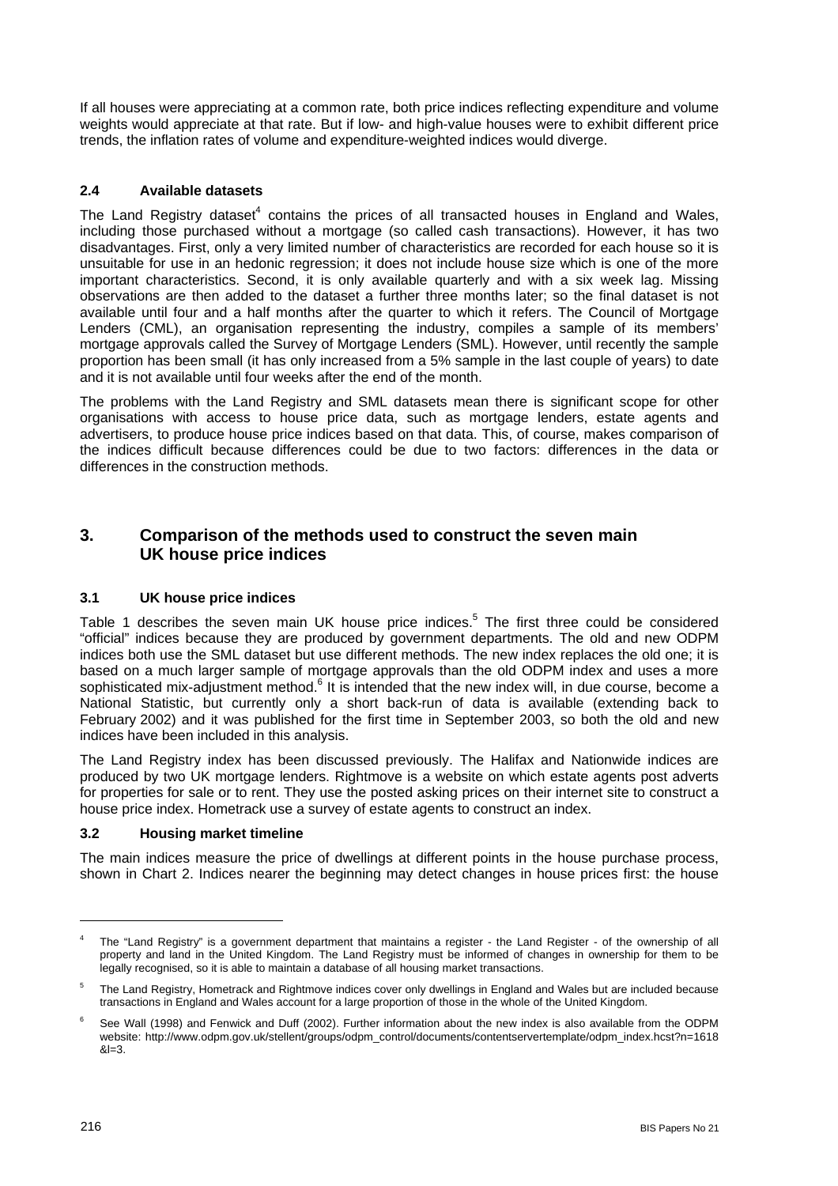If all houses were appreciating at a common rate, both price indices reflecting expenditure and volume weights would appreciate at that rate. But if low- and high-value houses were to exhibit different price trends, the inflation rates of volume and expenditure-weighted indices would diverge.

### 2.4 Available datasets

The Land Registry dataset[4] contains the prices of all transacted houses in England and Wales, including those purchased without a mortgage (so called cash transactions). However, it has two disadvantages. First, only a very limited number of characteristics are recorded for each house so it is unsuitable for use in an hedonic regression; it does not include house size which is one of the more important characteristics. Second, it is only available quarterly and with a six week lag. Missing observations are then added to the dataset a further three months later; so the final dataset is not available until four and a half months after the quarter to which it refers. The Council of Mortgage Lenders (CML), an organisation representing the industry, compiles a sample of its members' mortgage approvals called the Survey of Mortgage Lenders (SML). However, until recently the sample proportion has been small (it has only increased from a 5% sample in the last couple of years) to date and it is not available until four weeks after the end of the month.

The problems with the Land Registry and SML datasets mean there is significant scope for other organisations with access to house price data, such as mortgage lenders, estate agents and advertisers, to produce house price indices based on that data. This, of course, makes comparison of the indices difficult because differences could be due to two factors: differences in the data or differences in the construction methods.

## 3. Comparison of the methods used to construct the seven main UK house price indices

### 3.1 UK house price indices

Table 1 describes the seven main UK house price indices.[5] The first three could be considered "official" indices because they are produced by government departments. The old and new ODPM indices both use the SML dataset but use different methods. The new index replaces the old one; it is based on a much larger sample of mortgage approvals than the old ODPM index and uses a more sophisticated mix-adjustment method.[6] It is intended that the new index will, in due course, become a National Statistic, but currently only a short back-run of data is available (extending back to February 2002) and it was published for the first time in September 2003, so both the old and new indices have been included in this analysis.

The Land Registry index has been discussed previously. The Halifax and Nationwide indices are produced by two UK mortgage lenders. Rightmove is a website on which estate agents post adverts for properties for sale or to rent. They use the posted asking prices on their internet site to construct a house price index. Hometrack use a survey of estate agents to construct an index.

### 3.2 Housing market timeline

The main indices measure the price of dwellings at different points in the house purchase process, shown in Chart 2. Indices nearer the beginning may detect changes in house prices first: the house

---

[4] The "Land Registry" is a government department that maintains a register - the Land Register - of the ownership of all property and land in the United Kingdom. The Land Registry must be informed of changes in ownership for them to be legally recognised, so it is able to maintain a database of all housing market transactions.

[5] The Land Registry, Hometrack and Rightmove indices cover only dwellings in England and Wales but are included because transactions in England and Wales account for a large proportion of those in the whole of the United Kingdom.

[6] See Wall (1998) and Fenwick and Duff (2002). Further information about the new index is also available from the ODPM website: http://www.odpm.gov.uk/stellent/groups/odpm_control/documents/contentservertemplate/odpm_index.hcst?n=1618&l=3.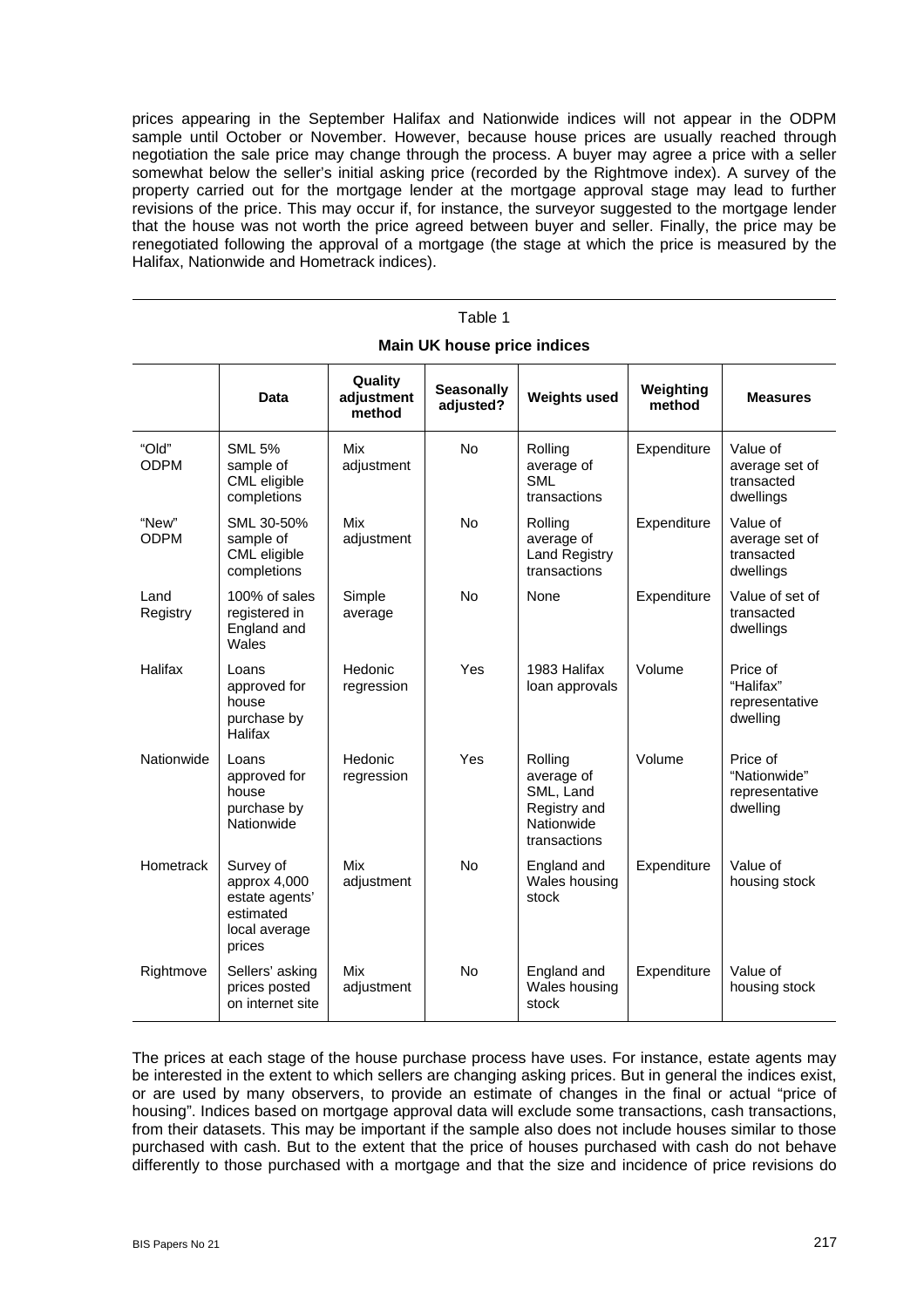prices appearing in the September Halifax and Nationwide indices will not appear in the ODPM sample until October or November. However, because house prices are usually reached through negotiation the sale price may change through the process. A buyer may agree a price with a seller somewhat below the seller's initial asking price (recorded by the Rightmove index). A survey of the property carried out for the mortgage lender at the mortgage approval stage may lead to further revisions of the price. This may occur if, for instance, the surveyor suggested to the mortgage lender that the house was not worth the price agreed between buyer and seller. Finally, the price may be renegotiated following the approval of a mortgage (the stage at which the price is measured by the Halifax, Nationwide and Hometrack indices).

Table 1

**Main UK house price indices**

| | Data | Quality adjustment method | Seasonally adjusted? | Weights used | Weighting method | Measures |
|---|---|---|---|---|---|---|
| "Old" ODPM | SML 5% sample of CML eligible completions | Mix adjustment | No | Rolling average of SML transactions | Expenditure | Value of average set of transacted dwellings |
| "New" ODPM | SML 30-50% sample of CML eligible completions | Mix adjustment | No | Rolling average of Land Registry transactions | Expenditure | Value of average set of transacted dwellings |
| Land Registry | 100% of sales registered in England and Wales | Simple average | No | None | Expenditure | Value of set of transacted dwellings |
| Halifax | Loans approved for house purchase by Halifax | Hedonic regression | Yes | 1983 Halifax loan approvals | Volume | Price of "Halifax" representative dwelling |
| Nationwide | Loans approved for house purchase by Nationwide | Hedonic regression | Yes | Rolling average of SML, Land Registry and Nationwide transactions | Volume | Price of "Nationwide" representative dwelling |
| Hometrack | Survey of approx 4,000 estate agents' estimated local average prices | Mix adjustment | No | England and Wales housing stock | Expenditure | Value of housing stock |
| Rightmove | Sellers' asking prices posted on internet site | Mix adjustment | No | England and Wales housing stock | Expenditure | Value of housing stock |

The prices at each stage of the house purchase process have uses. For instance, estate agents may be interested in the extent to which sellers are changing asking prices. But in general the indices exist, or are used by many observers, to provide an estimate of changes in the final or actual "price of housing". Indices based on mortgage approval data will exclude some transactions, cash transactions, from their datasets. This may be important if the sample also does not include houses similar to those purchased with cash. But to the extent that the price of houses purchased with cash do not behave differently to those purchased with a mortgage and that the size and incidence of price revisions do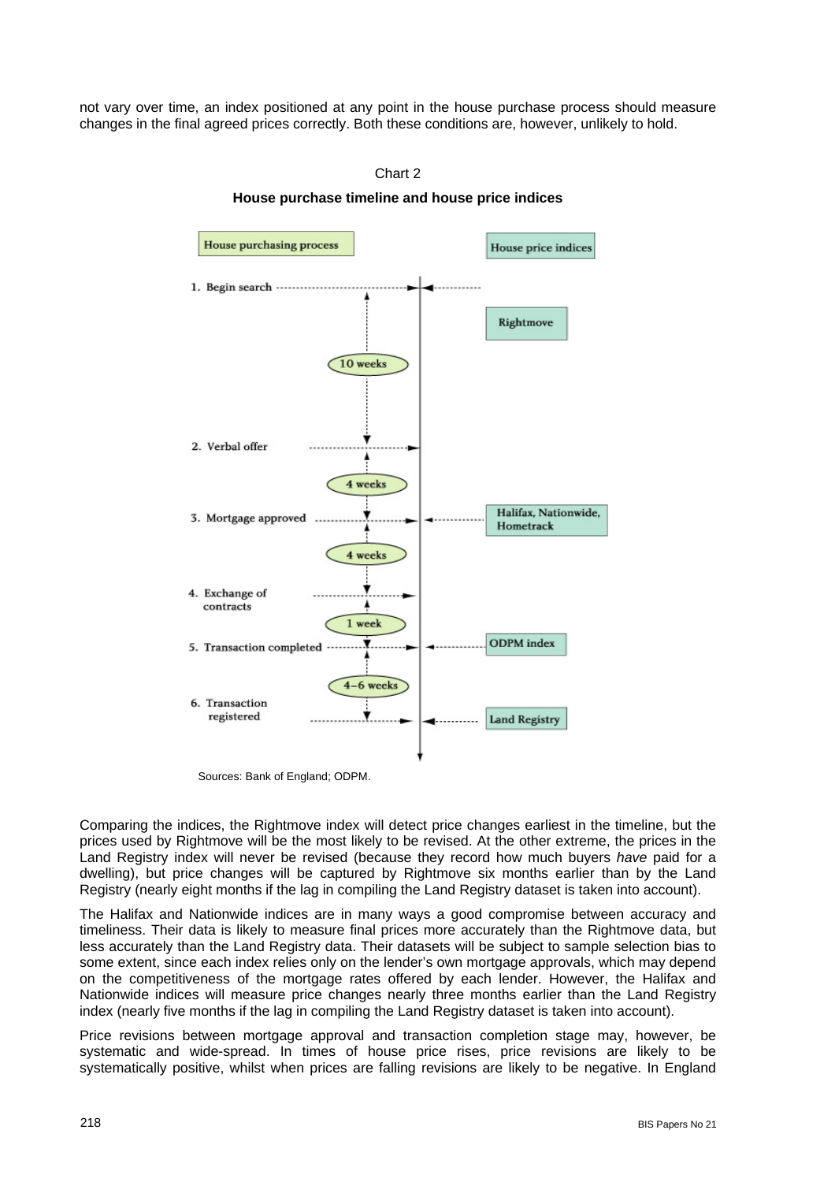not vary over time, an index positioned at any point in the house purchase process should measure changes in the final agreed prices correctly. Both these conditions are, however, unlikely to hold.

Chart 2

**House purchase timeline and house price indices**

House purchasing process

House price indices

1. Begin search

Rightmove

10 weeks

2. Verbal offer

4 weeks

3. Mortgage approved

Halifax, Nationwide, Hometrack

4 weeks

4. Exchange of contracts

1 week

5. Transaction completed

ODPM index

4–6 weeks

6. Transaction registered

Land Registry

Sources: Bank of England; ODPM.

Comparing the indices, the Rightmove index will detect price changes earliest in the timeline, but the prices used by Rightmove will be the most likely to be revised. At the other extreme, the prices in the Land Registry index will never be revised (because they record how much buyers *have* paid for a dwelling), but price changes will be captured by Rightmove six months earlier than by the Land Registry (nearly eight months if the lag in compiling the Land Registry dataset is taken into account).

The Halifax and Nationwide indices are in many ways a good compromise between accuracy and timeliness. Their data is likely to measure final prices more accurately than the Rightmove data, but less accurately than the Land Registry data. Their datasets will be subject to sample selection bias to some extent, since each index relies only on the lender's own mortgage approvals, which may depend on the competitiveness of the mortgage rates offered by each lender. However, the Halifax and Nationwide indices will measure price changes nearly three months earlier than the Land Registry index (nearly five months if the lag in compiling the Land Registry dataset is taken into account).

Price revisions between mortgage approval and transaction completion stage may, however, be systematic and wide-spread. In times of house price rises, price revisions are likely to be systematically positive, whilst when prices are falling revisions are likely to be negative. In England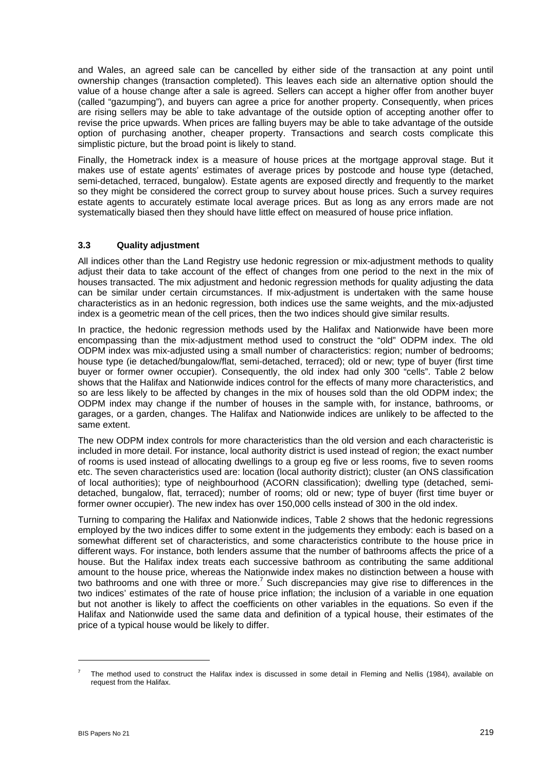and Wales, an agreed sale can be cancelled by either side of the transaction at any point until ownership changes (transaction completed). This leaves each side an alternative option should the value of a house change after a sale is agreed. Sellers can accept a higher offer from another buyer (called "gazumping"), and buyers can agree a price for another property. Consequently, when prices are rising sellers may be able to take advantage of the outside option of accepting another offer to revise the price upwards. When prices are falling buyers may be able to take advantage of the outside option of purchasing another, cheaper property. Transactions and search costs complicate this simplistic picture, but the broad point is likely to stand.

Finally, the Hometrack index is a measure of house prices at the mortgage approval stage. But it makes use of estate agents' estimates of average prices by postcode and house type (detached, semi-detached, terraced, bungalow). Estate agents are exposed directly and frequently to the market so they might be considered the correct group to survey about house prices. Such a survey requires estate agents to accurately estimate local average prices. But as long as any errors made are not systematically biased then they should have little effect on measured of house price inflation.

### 3.3 Quality adjustment

All indices other than the Land Registry use hedonic regression or mix-adjustment methods to quality adjust their data to take account of the effect of changes from one period to the next in the mix of houses transacted. The mix adjustment and hedonic regression methods for quality adjusting the data can be similar under certain circumstances. If mix-adjustment is undertaken with the same house characteristics as in an hedonic regression, both indices use the same weights, and the mix-adjusted index is a geometric mean of the cell prices, then the two indices should give similar results.

In practice, the hedonic regression methods used by the Halifax and Nationwide have been more encompassing than the mix-adjustment method used to construct the "old" ODPM index. The old ODPM index was mix-adjusted using a small number of characteristics: region; number of bedrooms; house type (ie detached/bungalow/flat, semi-detached, terraced); old or new; type of buyer (first time buyer or former owner occupier). Consequently, the old index had only 300 "cells". Table 2 below shows that the Halifax and Nationwide indices control for the effects of many more characteristics, and so are less likely to be affected by changes in the mix of houses sold than the old ODPM index; the ODPM index may change if the number of houses in the sample with, for instance, bathrooms, or garages, or a garden, changes. The Halifax and Nationwide indices are unlikely to be affected to the same extent.

The new ODPM index controls for more characteristics than the old version and each characteristic is included in more detail. For instance, local authority district is used instead of region; the exact number of rooms is used instead of allocating dwellings to a group eg five or less rooms, five to seven rooms etc. The seven characteristics used are: location (local authority district); cluster (an ONS classification of local authorities); type of neighbourhood (ACORN classification); dwelling type (detached, semi-detached, bungalow, flat, terraced); number of rooms; old or new; type of buyer (first time buyer or former owner occupier). The new index has over 150,000 cells instead of 300 in the old index.

Turning to comparing the Halifax and Nationwide indices, Table 2 shows that the hedonic regressions employed by the two indices differ to some extent in the judgements they embody: each is based on a somewhat different set of characteristics, and some characteristics contribute to the house price in different ways. For instance, both lenders assume that the number of bathrooms affects the price of a house. But the Halifax index treats each successive bathroom as contributing the same additional amount to the house price, whereas the Nationwide index makes no distinction between a house with two bathrooms and one with three or more.[7] Such discrepancies may give rise to differences in the two indices' estimates of the rate of house price inflation; the inclusion of a variable in one equation but not another is likely to affect the coefficients on other variables in the equations. So even if the Halifax and Nationwide used the same data and definition of a typical house, their estimates of the price of a typical house would be likely to differ.

---

[7] The method used to construct the Halifax index is discussed in some detail in Fleming and Nellis (1984), available on request from the Halifax.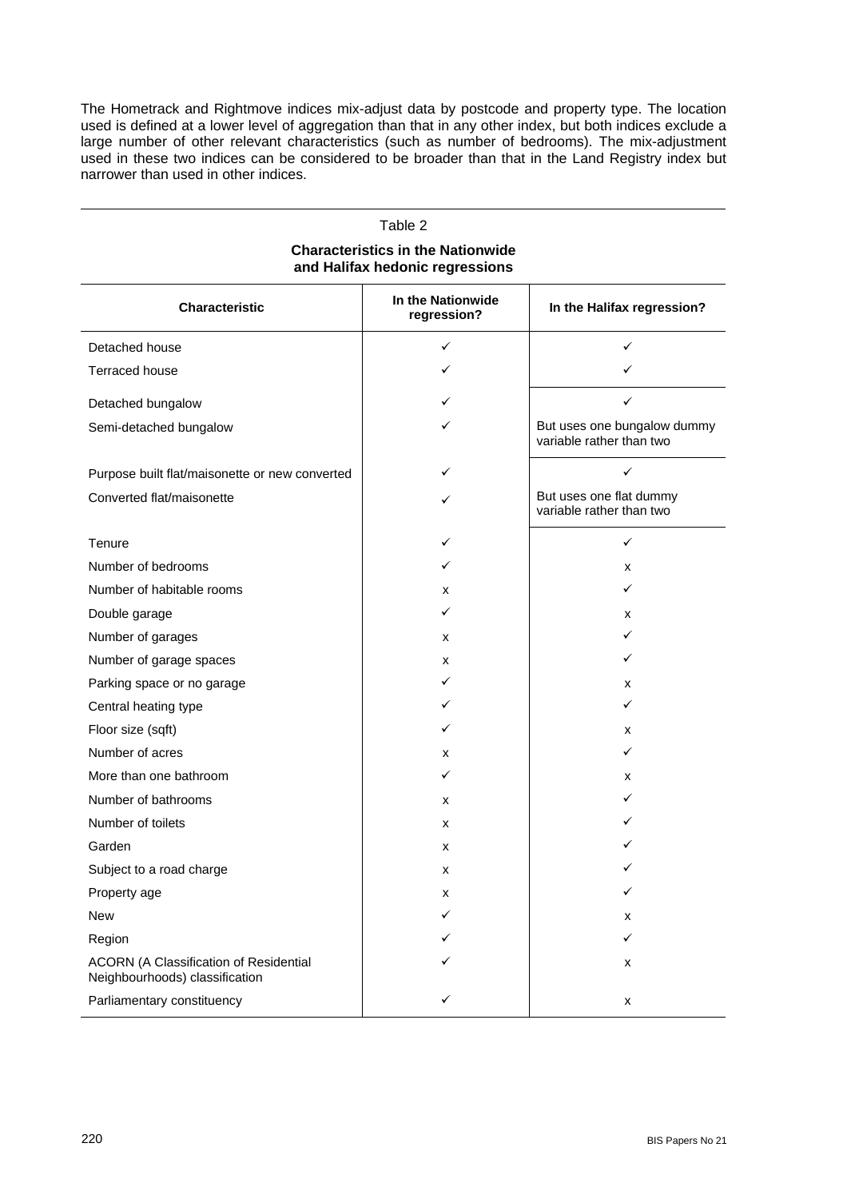The Hometrack and Rightmove indices mix-adjust data by postcode and property type. The location used is defined at a lower level of aggregation than that in any other index, but both indices exclude a large number of other relevant characteristics (such as number of bedrooms). The mix-adjustment used in these two indices can be considered to be broader than that in the Land Registry index but narrower than used in other indices.

Table 2

**Characteristics in the Nationwide and Halifax hedonic regressions**

| Characteristic | In the Nationwide regression? | In the Halifax regression? |
|---|---|---|
| Detached house | ✓ | ✓ |
| Terraced house | ✓ | ✓ |
| Detached bungalow | ✓ | ✓ |
| Semi-detached bungalow | ✓ | But uses one bungalow dummy variable rather than two |
| Purpose built flat/maisonette or new converted | ✓ | ✓ |
| Converted flat/maisonette | ✓ | But uses one flat dummy variable rather than two |
| Tenure | ✓ | ✓ |
| Number of bedrooms | ✓ | x |
| Number of habitable rooms | x | ✓ |
| Double garage | ✓ | x |
| Number of garages | x | ✓ |
| Number of garage spaces | x | ✓ |
| Parking space or no garage | ✓ | x |
| Central heating type | ✓ | ✓ |
| Floor size (sqft) | ✓ | x |
| Number of acres | x | ✓ |
| More than one bathroom | ✓ | x |
| Number of bathrooms | x | ✓ |
| Number of toilets | x | ✓ |
| Garden | x | ✓ |
| Subject to a road charge | x | ✓ |
| Property age | x | ✓ |
| New | ✓ | x |
| Region | ✓ | ✓ |
| ACORN (A Classification of Residential Neighbourhoods) classification | ✓ | x |
| Parliamentary constituency | ✓ | x |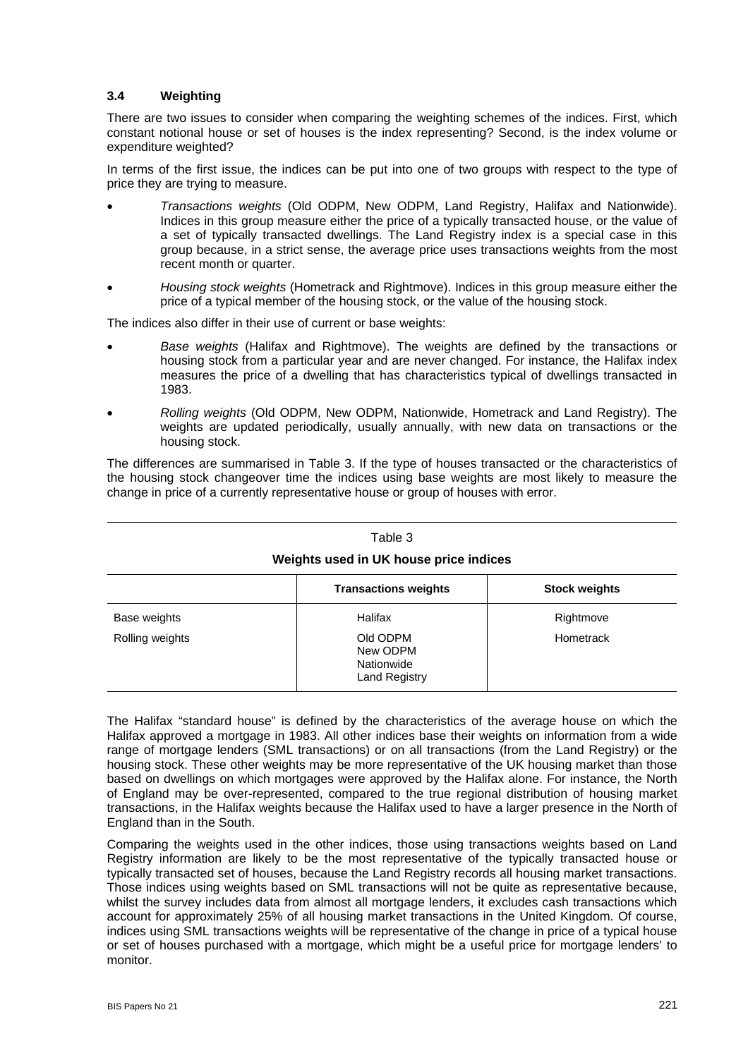### 3.4 Weighting

There are two issues to consider when comparing the weighting schemes of the indices. First, which constant notional house or set of houses is the index representing? Second, is the index volume or expenditure weighted?

In terms of the first issue, the indices can be put into one of two groups with respect to the type of price they are trying to measure.

- *Transactions weights* (Old ODPM, New ODPM, Land Registry, Halifax and Nationwide). Indices in this group measure either the price of a typically transacted house, or the value of a set of typically transacted dwellings. The Land Registry index is a special case in this group because, in a strict sense, the average price uses transactions weights from the most recent month or quarter.
- *Housing stock weights* (Hometrack and Rightmove). Indices in this group measure either the price of a typical member of the housing stock, or the value of the housing stock.

The indices also differ in their use of current or base weights:

- *Base weights* (Halifax and Rightmove). The weights are defined by the transactions or housing stock from a particular year and are never changed. For instance, the Halifax index measures the price of a dwelling that has characteristics typical of dwellings transacted in 1983.
- *Rolling weights* (Old ODPM, New ODPM, Nationwide, Hometrack and Land Registry). The weights are updated periodically, usually annually, with new data on transactions or the housing stock.

The differences are summarised in Table 3. If the type of houses transacted or the characteristics of the housing stock changeover time the indices using base weights are most likely to measure the change in price of a currently representative house or group of houses with error.

Table 3

**Weights used in UK house price indices**

| | **Transactions weights** | **Stock weights** |
|---|---|---|
| Base weights | Halifax | Rightmove |
| Rolling weights | Old ODPM<br>New ODPM<br>Nationwide<br>Land Registry | Hometrack |

The Halifax "standard house" is defined by the characteristics of the average house on which the Halifax approved a mortgage in 1983. All other indices base their weights on information from a wide range of mortgage lenders (SML transactions) or on all transactions (from the Land Registry) or the housing stock. These other weights may be more representative of the UK housing market than those based on dwellings on which mortgages were approved by the Halifax alone. For instance, the North of England may be over-represented, compared to the true regional distribution of housing market transactions, in the Halifax weights because the Halifax used to have a larger presence in the North of England than in the South.

Comparing the weights used in the other indices, those using transactions weights based on Land Registry information are likely to be the most representative of the typically transacted house or typically transacted set of houses, because the Land Registry records all housing market transactions. Those indices using weights based on SML transactions will not be quite as representative because, whilst the survey includes data from almost all mortgage lenders, it excludes cash transactions which account for approximately 25% of all housing market transactions in the United Kingdom. Of course, indices using SML transactions weights will be representative of the change in price of a typical house or set of houses purchased with a mortgage, which might be a useful price for mortgage lenders' to monitor.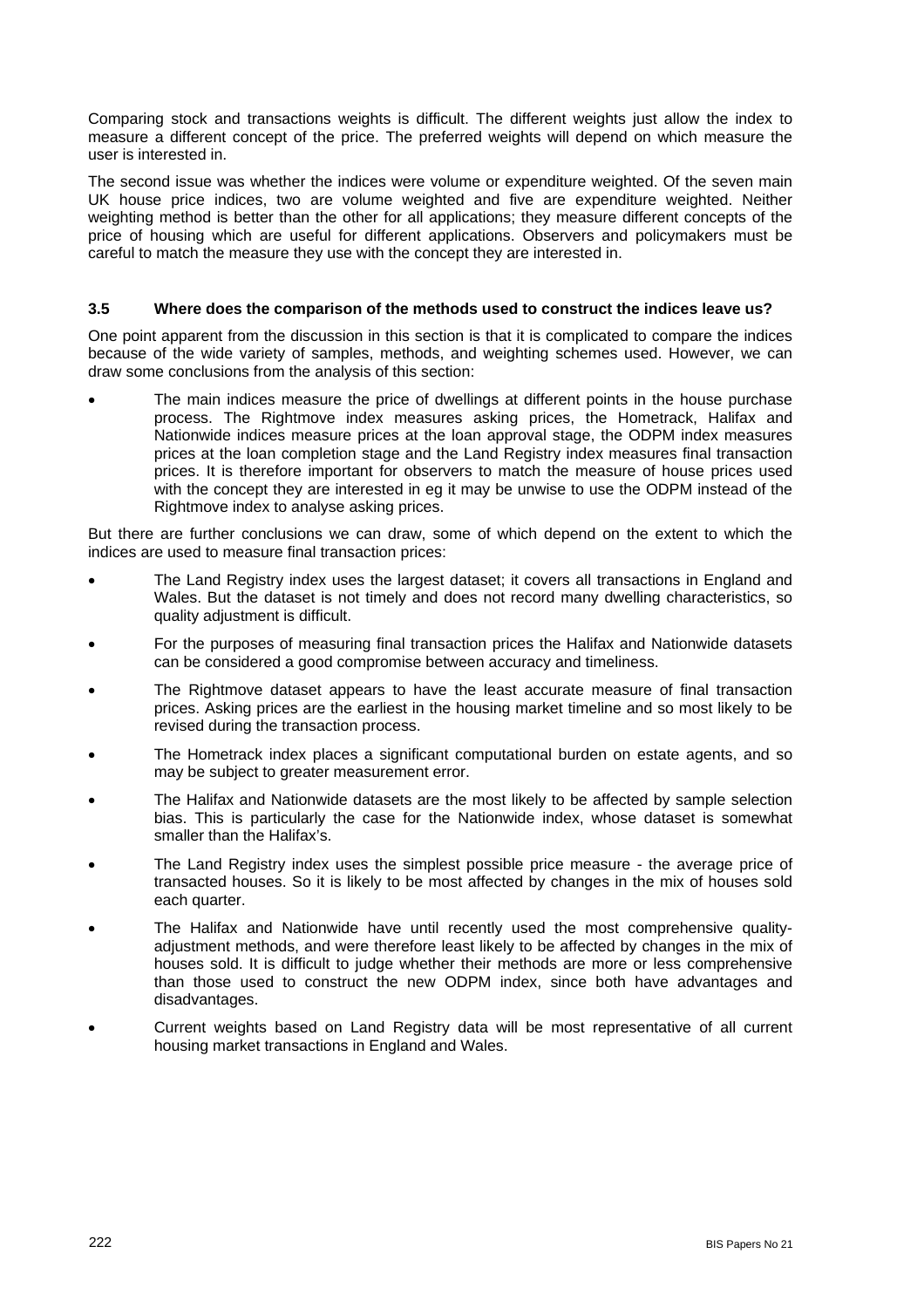Comparing stock and transactions weights is difficult. The different weights just allow the index to measure a different concept of the price. The preferred weights will depend on which measure the user is interested in.

The second issue was whether the indices were volume or expenditure weighted. Of the seven main UK house price indices, two are volume weighted and five are expenditure weighted. Neither weighting method is better than the other for all applications; they measure different concepts of the price of housing which are useful for different applications. Observers and policymakers must be careful to match the measure they use with the concept they are interested in.

### 3.5 Where does the comparison of the methods used to construct the indices leave us?

One point apparent from the discussion in this section is that it is complicated to compare the indices because of the wide variety of samples, methods, and weighting schemes used. However, we can draw some conclusions from the analysis of this section:

- The main indices measure the price of dwellings at different points in the house purchase process. The Rightmove index measures asking prices, the Hometrack, Halifax and Nationwide indices measure prices at the loan approval stage, the ODPM index measures prices at the loan completion stage and the Land Registry index measures final transaction prices. It is therefore important for observers to match the measure of house prices used with the concept they are interested in eg it may be unwise to use the ODPM instead of the Rightmove index to analyse asking prices.

But there are further conclusions we can draw, some of which depend on the extent to which the indices are used to measure final transaction prices:

- The Land Registry index uses the largest dataset; it covers all transactions in England and Wales. But the dataset is not timely and does not record many dwelling characteristics, so quality adjustment is difficult.
- For the purposes of measuring final transaction prices the Halifax and Nationwide datasets can be considered a good compromise between accuracy and timeliness.
- The Rightmove dataset appears to have the least accurate measure of final transaction prices. Asking prices are the earliest in the housing market timeline and so most likely to be revised during the transaction process.
- The Hometrack index places a significant computational burden on estate agents, and so may be subject to greater measurement error.
- The Halifax and Nationwide datasets are the most likely to be affected by sample selection bias. This is particularly the case for the Nationwide index, whose dataset is somewhat smaller than the Halifax's.
- The Land Registry index uses the simplest possible price measure - the average price of transacted houses. So it is likely to be most affected by changes in the mix of houses sold each quarter.
- The Halifax and Nationwide have until recently used the most comprehensive quality-adjustment methods, and were therefore least likely to be affected by changes in the mix of houses sold. It is difficult to judge whether their methods are more or less comprehensive than those used to construct the new ODPM index, since both have advantages and disadvantages.
- Current weights based on Land Registry data will be most representative of all current housing market transactions in England and Wales.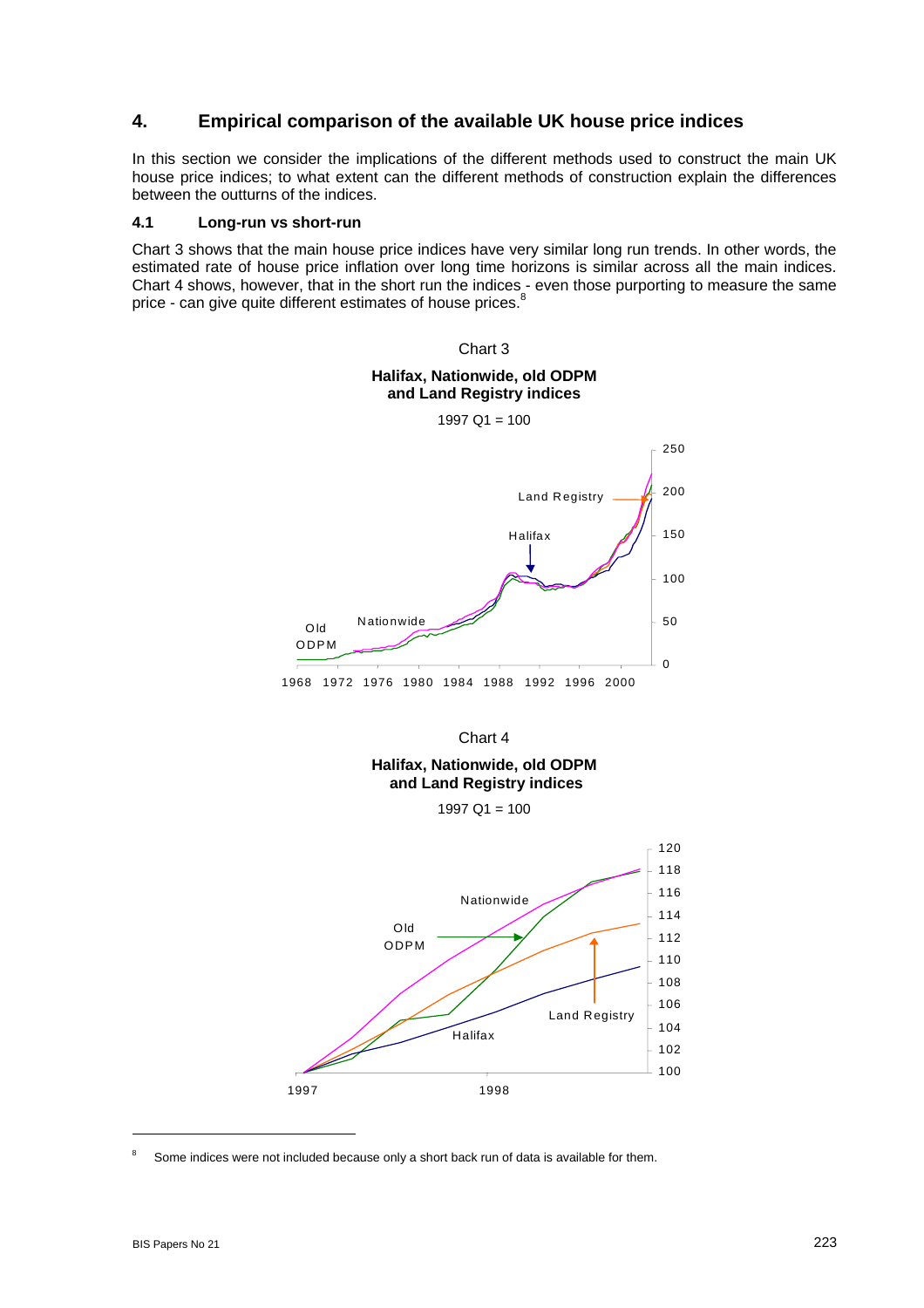## 4. Empirical comparison of the available UK house price indices

In this section we consider the implications of the different methods used to construct the main UK house price indices; to what extent can the different methods of construction explain the differences between the outturns of the indices.

### 4.1 Long-run vs short-run

Chart 3 shows that the main house price indices have very similar long run trends. In other words, the estimated rate of house price inflation over long time horizons is similar across all the main indices. Chart 4 shows, however, that in the short run the indices - even those purporting to measure the same price - can give quite different estimates of house prices.[8]

Chart 3

**Halifax, Nationwide, old ODPM and Land Registry indices**

1997 Q1 = 100

Land Registry
Halifax
Nationwide
Old ODPM

250
200
150
100
50
0

1968 1972 1976 1980 1984 1988 1992 1996 2000

Chart 4

**Halifax, Nationwide, old ODPM and Land Registry indices**

1997 Q1 = 100

Nationwide
Old ODPM
Land Registry
Halifax

120
118
116
114
112
110
108
106
104
102
100

1997 1998

[8] Some indices were not included because only a short back run of data is available for them.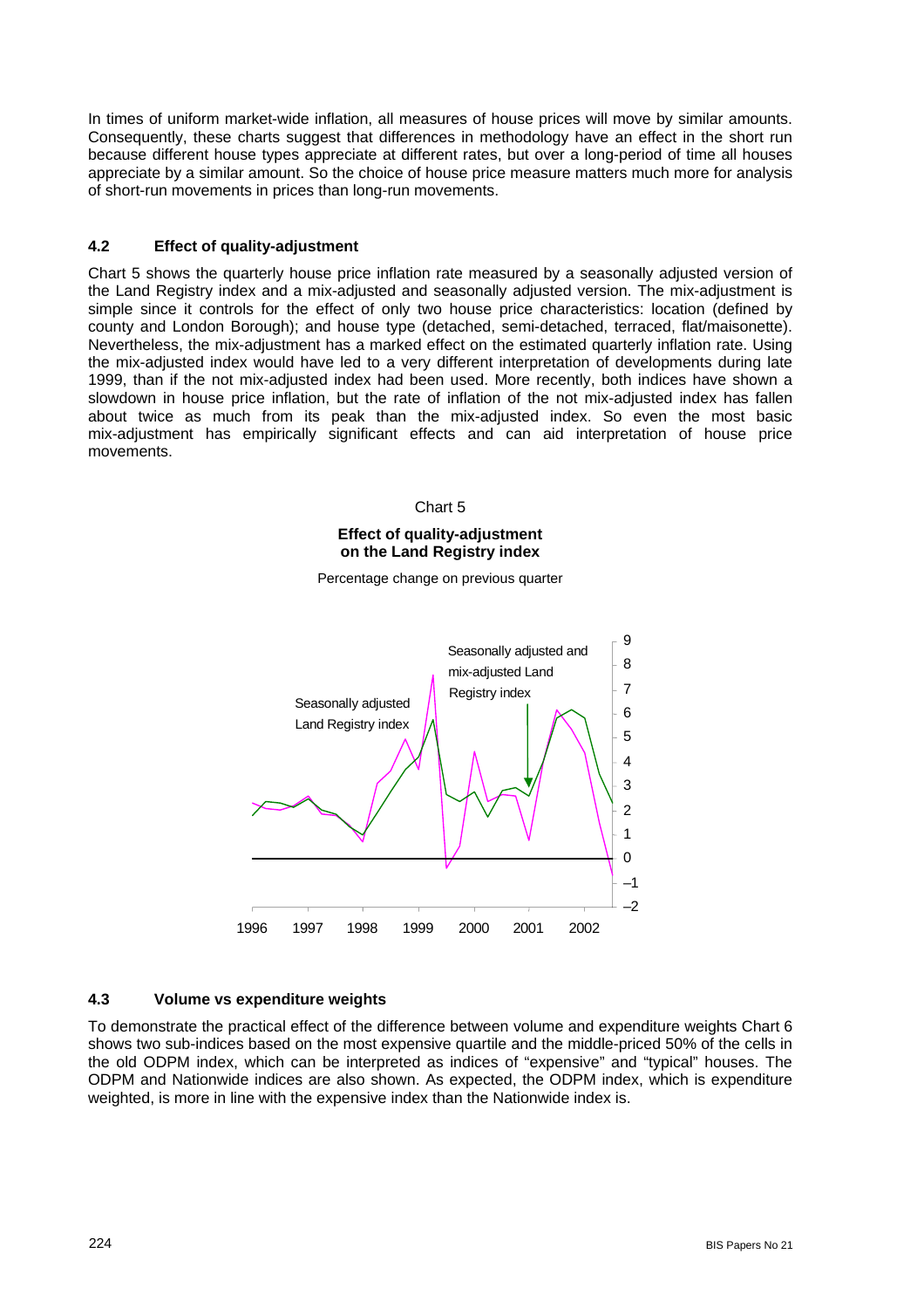In times of uniform market-wide inflation, all measures of house prices will move by similar amounts. Consequently, these charts suggest that differences in methodology have an effect in the short run because different house types appreciate at different rates, but over a long-period of time all houses appreciate by a similar amount. So the choice of house price measure matters much more for analysis of short-run movements in prices than long-run movements.

### 4.2 Effect of quality-adjustment

Chart 5 shows the quarterly house price inflation rate measured by a seasonally adjusted version of the Land Registry index and a mix-adjusted and seasonally adjusted version. The mix-adjustment is simple since it controls for the effect of only two house price characteristics: location (defined by county and London Borough); and house type (detached, semi-detached, terraced, flat/maisonette). Nevertheless, the mix-adjustment has a marked effect on the estimated quarterly inflation rate. Using the mix-adjusted index would have led to a very different interpretation of developments during late 1999, than if the not mix-adjusted index had been used. More recently, both indices have shown a slowdown in house price inflation, but the rate of inflation of the not mix-adjusted index has fallen about twice as much from its peak than the mix-adjusted index. So even the most basic mix-adjustment has empirically significant effects and can aid interpretation of house price movements.

Chart 5

**Effect of quality-adjustment on the Land Registry index**

Percentage change on previous quarter

Seasonally adjusted Land Registry index

Seasonally adjusted and mix-adjusted Land Registry index

9
8
7
6
5
4
3
2
1
0
–1
–2

1996 1997 1998 1999 2000 2001 2002

### 4.3 Volume vs expenditure weights

To demonstrate the practical effect of the difference between volume and expenditure weights Chart 6 shows two sub-indices based on the most expensive quartile and the middle-priced 50% of the cells in the old ODPM index, which can be interpreted as indices of "expensive" and "typical" houses. The ODPM and Nationwide indices are also shown. As expected, the ODPM index, which is expenditure weighted, is more in line with the expensive index than the Nationwide index is.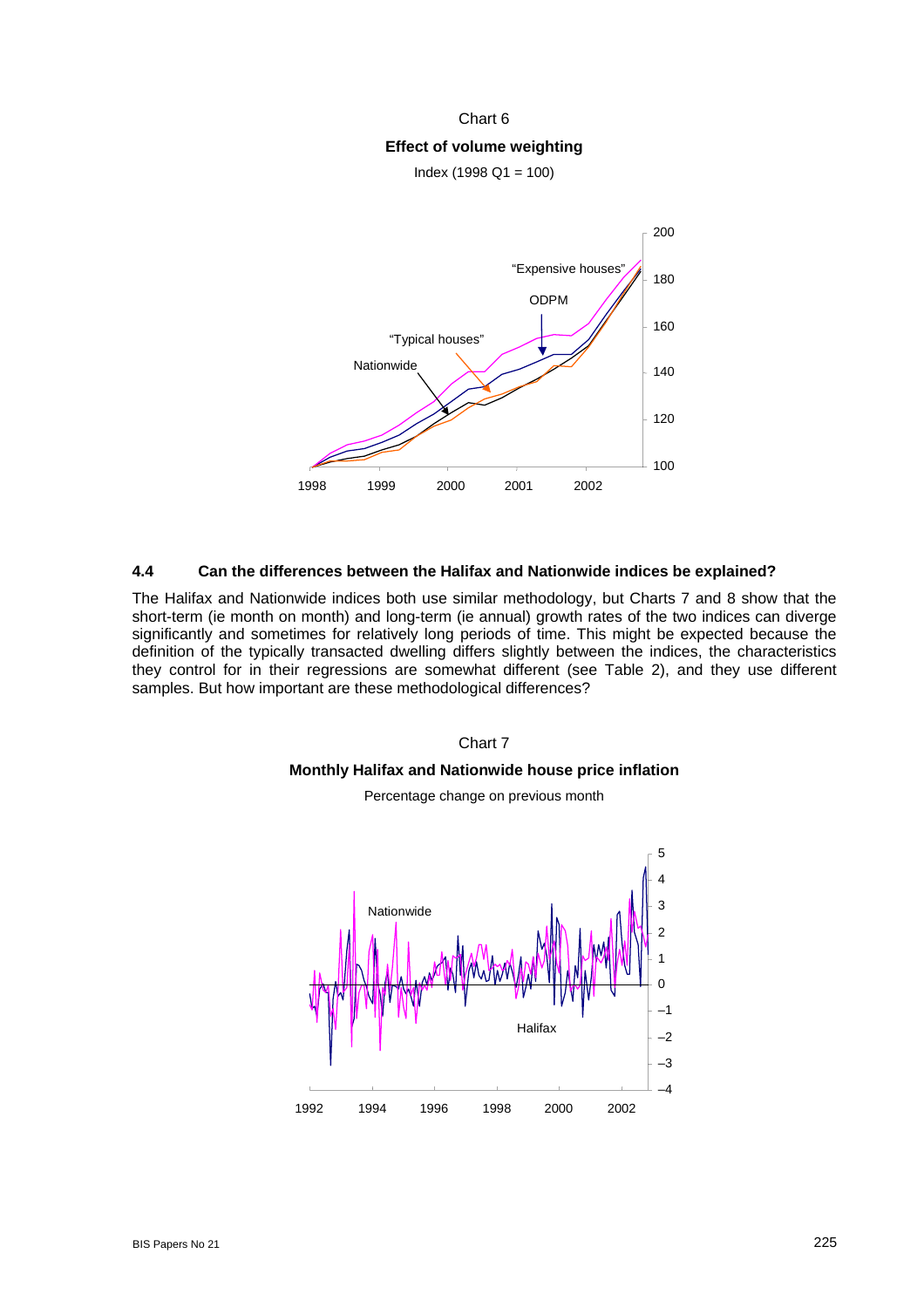Chart 6

**Effect of volume weighting**

Index (1998 Q1 = 100)

"Expensive houses"
ODPM
"Typical houses"
Nationwide

200
180
160
140
120
100

1998 1999 2000 2001 2002

### 4.4 Can the differences between the Halifax and Nationwide indices be explained?

The Halifax and Nationwide indices both use similar methodology, but Charts 7 and 8 show that the short-term (ie month on month) and long-term (ie annual) growth rates of the two indices can diverge significantly and sometimes for relatively long periods of time. This might be expected because the definition of the typically transacted dwelling differs slightly between the indices, the characteristics they control for in their regressions are somewhat different (see Table 2), and they use different samples. But how important are these methodological differences?

Chart 7

**Monthly Halifax and Nationwide house price inflation**

Percentage change on previous month

Nationwide
Halifax

5
4
3
2
1
0
–1
–2
–3
–4

1992 1994 1996 1998 2000 2002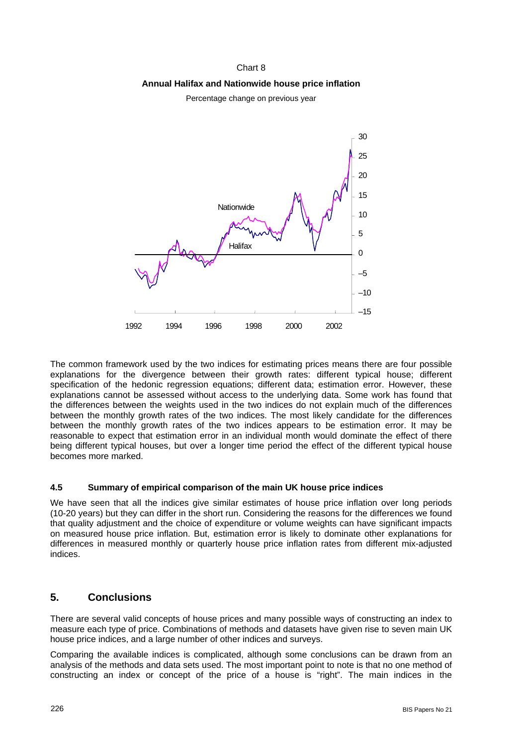Chart 8

**Annual Halifax and Nationwide house price inflation**

Percentage change on previous year

30
25
20
15
10
5
0
–5
–10
–15

1992
1994
1996
1998
2000
2002

Nationwide
Halifax

The common framework used by the two indices for estimating prices means there are four possible explanations for the divergence between their growth rates: different typical house; different specification of the hedonic regression equations; different data; estimation error. However, these explanations cannot be assessed without access to the underlying data. Some work has found that the differences between the weights used in the two indices do not explain much of the differences between the monthly growth rates of the two indices. The most likely candidate for the differences between the monthly growth rates of the two indices appears to be estimation error. It may be reasonable to expect that estimation error in an individual month would dominate the effect of there being different typical houses, but over a longer time period the effect of the different typical house becomes more marked.

### 4.5 Summary of empirical comparison of the main UK house price indices

We have seen that all the indices give similar estimates of house price inflation over long periods (10-20 years) but they can differ in the short run. Considering the reasons for the differences we found that quality adjustment and the choice of expenditure or volume weights can have significant impacts on measured house price inflation. But, estimation error is likely to dominate other explanations for differences in measured monthly or quarterly house price inflation rates from different mix-adjusted indices.

## 5. Conclusions

There are several valid concepts of house prices and many possible ways of constructing an index to measure each type of price. Combinations of methods and datasets have given rise to seven main UK house price indices, and a large number of other indices and surveys.

Comparing the available indices is complicated, although some conclusions can be drawn from an analysis of the methods and data sets used. The most important point to note is that no one method of constructing an index or concept of the price of a house is "right". The main indices in the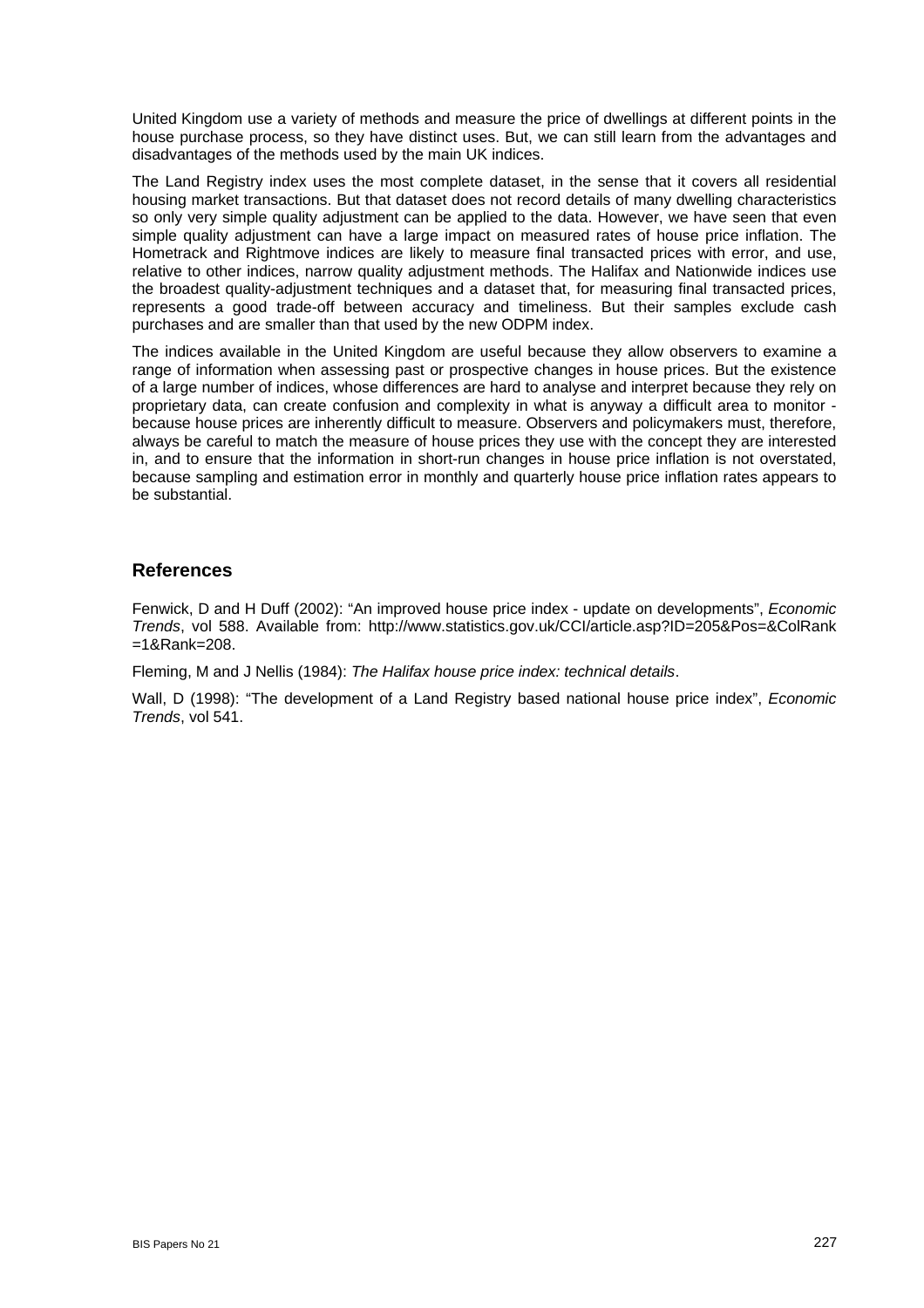United Kingdom use a variety of methods and measure the price of dwellings at different points in the house purchase process, so they have distinct uses. But, we can still learn from the advantages and disadvantages of the methods used by the main UK indices.

The Land Registry index uses the most complete dataset, in the sense that it covers all residential housing market transactions. But that dataset does not record details of many dwelling characteristics so only very simple quality adjustment can be applied to the data. However, we have seen that even simple quality adjustment can have a large impact on measured rates of house price inflation. The Hometrack and Rightmove indices are likely to measure final transacted prices with error, and use, relative to other indices, narrow quality adjustment methods. The Halifax and Nationwide indices use the broadest quality-adjustment techniques and a dataset that, for measuring final transacted prices, represents a good trade-off between accuracy and timeliness. But their samples exclude cash purchases and are smaller than that used by the new ODPM index.

The indices available in the United Kingdom are useful because they allow observers to examine a range of information when assessing past or prospective changes in house prices. But the existence of a large number of indices, whose differences are hard to analyse and interpret because they rely on proprietary data, can create confusion and complexity in what is anyway a difficult area to monitor - because house prices are inherently difficult to measure. Observers and policymakers must, therefore, always be careful to match the measure of house prices they use with the concept they are interested in, and to ensure that the information in short-run changes in house price inflation is not overstated, because sampling and estimation error in monthly and quarterly house price inflation rates appears to be substantial.

## References

Fenwick, D and H Duff (2002): "An improved house price index - update on developments", *Economic Trends*, vol 588. Available from: http://www.statistics.gov.uk/CCI/article.asp?ID=205&Pos=&ColRank=1&Rank=208.

Fleming, M and J Nellis (1984): *The Halifax house price index: technical details*.

Wall, D (1998): "The development of a Land Registry based national house price index", *Economic Trends*, vol 541.